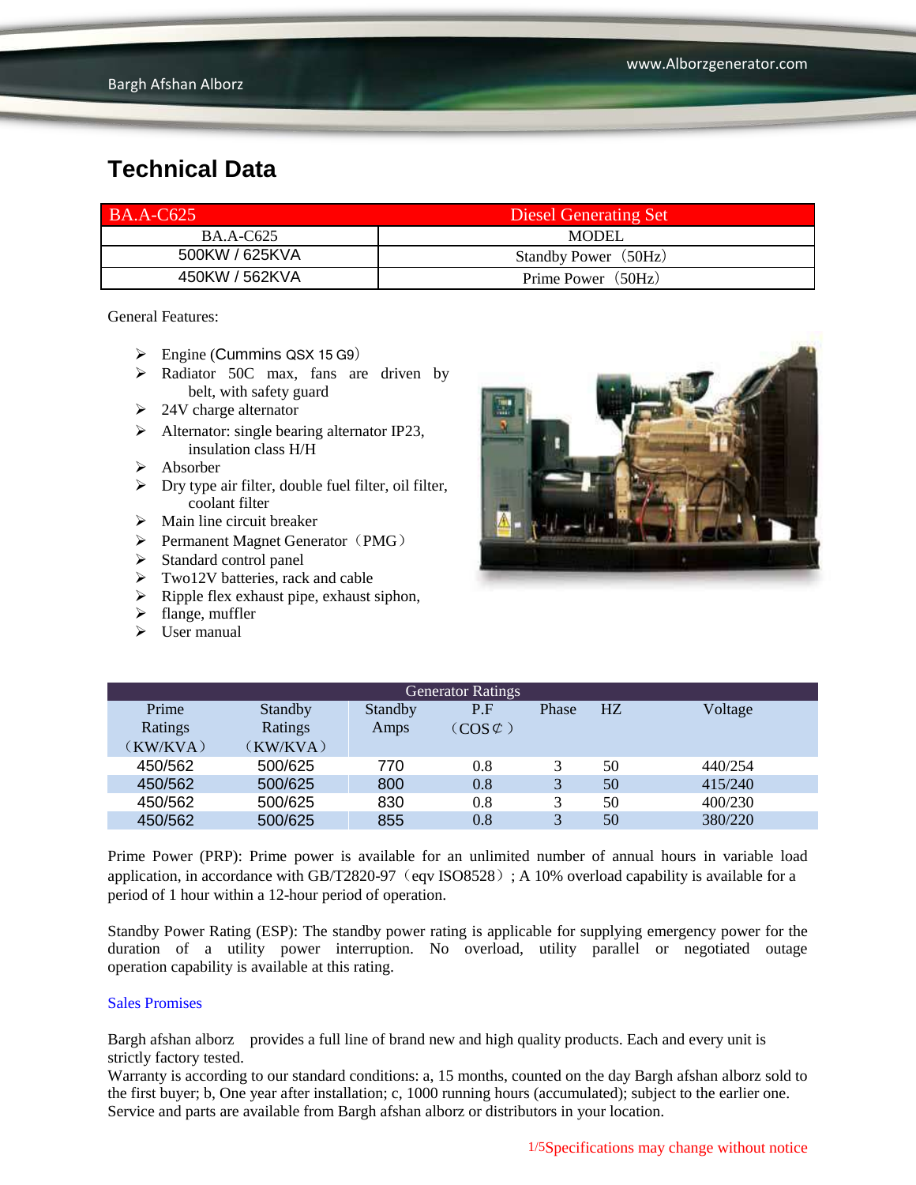# Technical Data

| BA.A-C625 | Diesel Generating Set |
|---|---|
| BA.A-C625 | MODEL |
| 500KW / 625KVA | Standby Power（50Hz） |
| 450KW / 562KVA | Prime Power（50Hz） |

General Features:

- Engine (Cummins QSX 15 G9）
- Radiator 50C max, fans are driven by belt, with safety guard
- 24V charge alternator
- Alternator: single bearing alternator IP23, insulation class H/H
- Absorber
- Dry type air filter, double fuel filter, oil filter, coolant filter
- Main line circuit breaker
- Permanent Magnet Generator（PMG）
- Standard control panel
- Two12V batteries, rack and cable
- Ripple flex exhaust pipe, exhaust siphon,
- flange, muffler
- User manual

| Generator Ratings | | | | | | |
|---|---|---|---|---|---|---|
| Prime Ratings（KW/KVA） | Standby Ratings（KW/KVA） | Standby Amps | P.F（COS¢） | Phase | HZ | Voltage |
| 450/562 | 500/625 | 770 | 0.8 | 3 | 50 | 440/254 |
| 450/562 | 500/625 | 800 | 0.8 | 3 | 50 | 415/240 |
| 450/562 | 500/625 | 830 | 0.8 | 3 | 50 | 400/230 |
| 450/562 | 500/625 | 855 | 0.8 | 3 | 50 | 380/220 |

Prime Power (PRP): Prime power is available for an unlimited number of annual hours in variable load application, in accordance with GB/T2820-97（eqv ISO8528）; A 10% overload capability is available for a period of 1 hour within a 12-hour period of operation.

Standby Power Rating (ESP): The standby power rating is applicable for supplying emergency power for the duration of a utility power interruption. No overload, utility parallel or negotiated outage operation capability is available at this rating.

Sales Promises

Bargh afshan alborz provides a full line of brand new and high quality products. Each and every unit is strictly factory tested.
Warranty is according to our standard conditions: a, 15 months, counted on the day Bargh afshan alborz sold to the first buyer; b, One year after installation; c, 1000 running hours (accumulated); subject to the earlier one. Service and parts are available from Bargh afshan alborz or distributors in your location.

Specifications may change without notice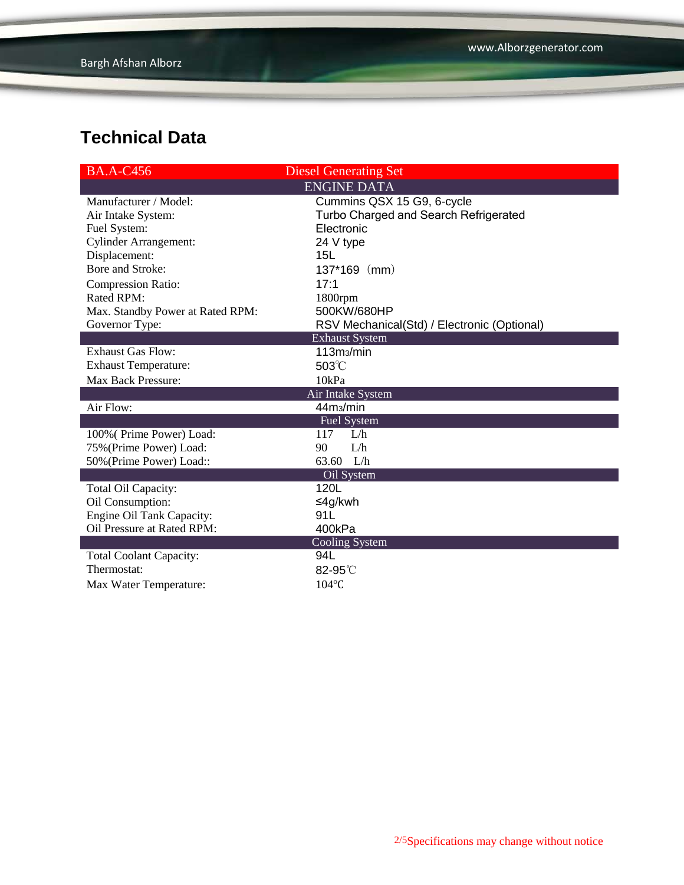# Technical Data

| BA.A-C456 | Diesel Generating Set |
|---|---|
| **ENGINE DATA** | |
| Manufacturer / Model: | Cummins QSX 15 G9, 6-cycle |
| Air Intake System: | Turbo Charged and Search Refrigerated |
| Fuel System: | Electronic |
| Cylinder Arrangement: | 24 V type |
| Displacement: | 15L |
| Bore and Stroke: | 137*169（mm） |
| Compression Ratio: | 17:1 |
| Rated RPM: | 1800rpm |
| Max. Standby Power at Rated RPM: | 500KW/680HP |
| Governor Type: | RSV Mechanical(Std) / Electronic (Optional) |
| **Exhaust System** | |
| Exhaust Gas Flow: | 113m3/min |
| Exhaust Temperature: | 503℃ |
| Max Back Pressure: | 10kPa |
| **Air Intake System** | |
| Air Flow: | 44m3/min |
| **Fuel System** | |
| 100%( Prime Power) Load: | 117 L/h |
| 75%(Prime Power) Load: | 90 L/h |
| 50%(Prime Power) Load:: | 63.60 L/h |
| **Oil System** | |
| Total Oil Capacity: | 120L |
| Oil Consumption: | ≤4g/kwh |
| Engine Oil Tank Capacity: | 91L |
| Oil Pressure at Rated RPM: | 400kPa |
| **Cooling System** | |
| Total Coolant Capacity: | 94L |
| Thermostat: | 82-95℃ |
| Max Water Temperature: | 104℃ |

Specifications may change without notice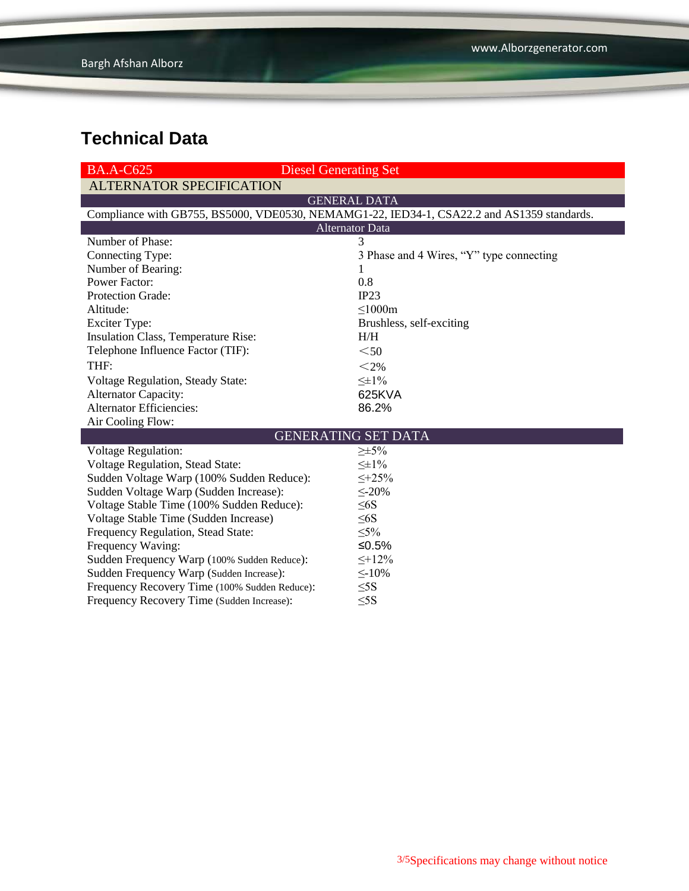## Technical Data

| BA.A-C625 | Diesel Generating Set |
|---|---|
| **ALTERNATOR SPECIFICATION** | |
| **GENERAL DATA** | |
| Compliance with GB755, BS5000, VDE0530, NEMAMG1-22, IED34-1, CSA22.2 and AS1359 standards. | |
| **Alternator Data** | |
| Number of Phase: | 3 |
| Connecting Type: | 3 Phase and 4 Wires, “Y” type connecting |
| Number of Bearing: | 1 |
| Power Factor: | 0.8 |
| Protection Grade: | IP23 |
| Altitude: | ≤1000m |
| Exciter Type: | Brushless, self-exciting |
| Insulation Class, Temperature Rise: | H/H |
| Telephone Influence Factor (TIF): | ＜50 |
| THF: | ＜2% |
| Voltage Regulation, Steady State: | ≤±1% |
| Alternator Capacity: | 625KVA |
| Alternator Efficiencies: | 86.2% |
| Air Cooling Flow: | |
| **GENERATING SET DATA** | |
| Voltage Regulation: | ≥±5% |
| Voltage Regulation, Stead State: | ≤±1% |
| Sudden Voltage Warp (100% Sudden Reduce): | ≤+25% |
| Sudden Voltage Warp (Sudden Increase): | ≤-20% |
| Voltage Stable Time (100% Sudden Reduce): | ≤6S |
| Voltage Stable Time (Sudden Increase) | ≤6S |
| Frequency Regulation, Stead State: | ≤5% |
| Frequency Waving: | ≤0.5% |
| Sudden Frequency Warp (100% Sudden Reduce): | ≤+12% |
| Sudden Frequency Warp (Sudden Increase): | ≤-10% |
| Frequency Recovery Time (100% Sudden Reduce): | ≤5S |
| Frequency Recovery Time (Sudden Increase): | ≤5S |

Specifications may change without notice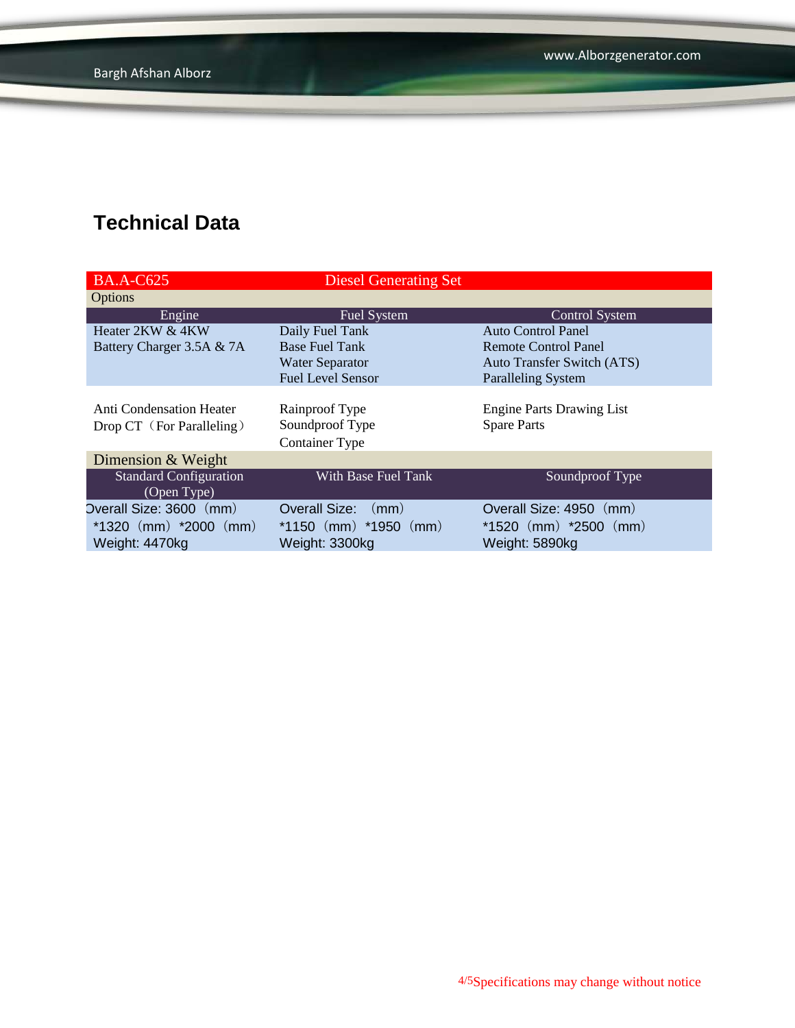## Technical Data

| BA.A-C625 | Diesel Generating Set | |
|---|---|---|
| Options | | |
| Engine | Fuel System | Control System |
| Heater 2KW & 4KW<br>Battery Charger 3.5A & 7A | Daily Fuel Tank<br>Base Fuel Tank<br>Water Separator<br>Fuel Level Sensor | Auto Control Panel<br>Remote Control Panel<br>Auto Transfer Switch (ATS)<br>Paralleling System |
| Anti Condensation Heater<br>Drop CT（For Paralleling） | Rainproof Type<br>Soundproof Type<br>Container Type | Engine Parts Drawing List<br>Spare Parts |
| Dimension & Weight | | |
| Standard Configuration (Open Type) | With Base Fuel Tank | Soundproof Type |
| Overall Size: 3600（mm）*1320（mm）*2000（mm）<br>Weight: 4470kg | Overall Size: （mm）*1150（mm）*1950（mm）<br>Weight: 3300kg | Overall Size: 4950（mm）*1520（mm）*2500（mm）<br>Weight: 5890kg |

Specifications may change without notice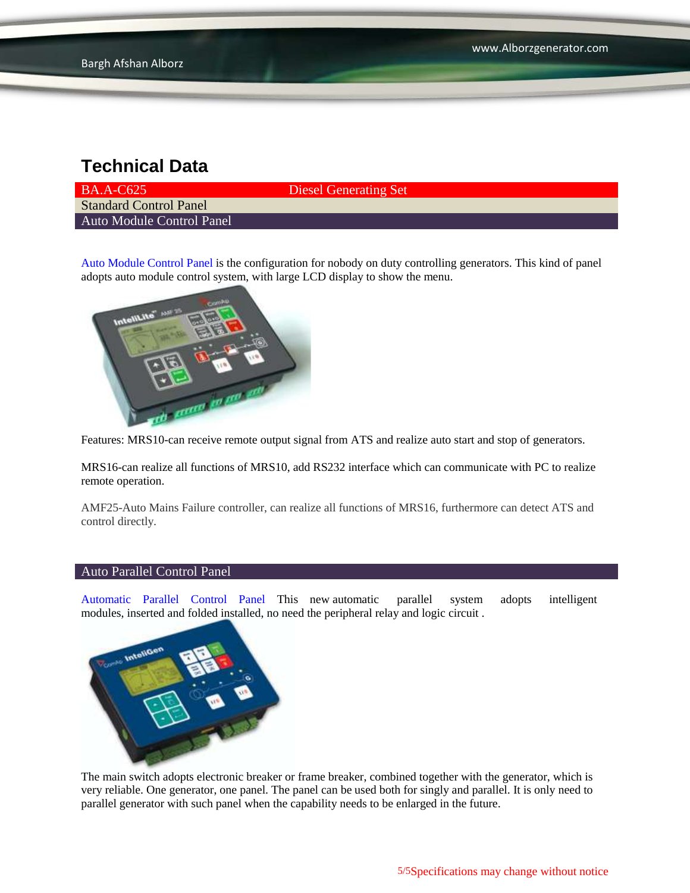# Technical Data

| | |
|---|---|
| BA.A-C625 | Diesel Generating Set |
| Standard Control Panel | |
| Auto Module Control Panel | |

Auto Module Control Panel is the configuration for nobody on duty controlling generators. This kind of panel adopts auto module control system, with large LCD display to show the menu.

Features: MRS10-can receive remote output signal from ATS and realize auto start and stop of generators.

MRS16-can realize all functions of MRS10, add RS232 interface which can communicate with PC to realize remote operation.

AMF25-Auto Mains Failure controller, can realize all functions of MRS16, furthermore can detect ATS and control directly.

## Auto Parallel Control Panel

Automatic Parallel Control Panel This new automatic parallel system adopts intelligent modules, inserted and folded installed, no need the peripheral relay and logic circuit .

The main switch adopts electronic breaker or frame breaker, combined together with the generator, which is very reliable. One generator, one panel. The panel can be used both for singly and parallel. It is only need to parallel generator with such panel when the capability needs to be enlarged in the future.